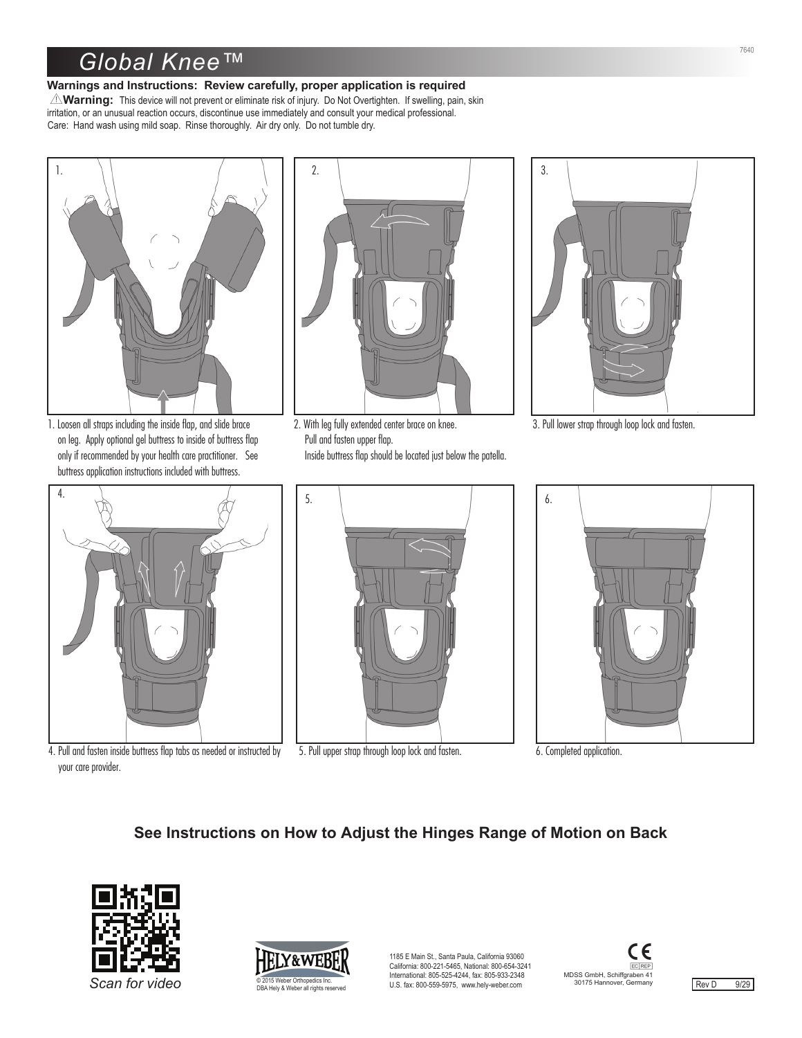# Global Knee™

**Warnings and Instructions: Review carefully, proper application is required**

⚠**Warning:** This device will not prevent or eliminate risk of injury. Do Not Overtighten. If swelling, pain, skin irritation, or an unusual reaction occurs, discontinue use immediately and consult your medical professional.

Care: Hand wash using mild soap. Rinse thoroughly. Air dry only. Do not tumble dry.

1. Loosen all straps including the inside flap, and slide brace on leg. Apply optional gel buttress to inside of buttress flap only if recommended by your health care practitioner. See buttress application instructions included with buttress.

2. With leg fully extended center brace on knee. Pull and fasten upper flap. Inside buttress flap should be located just below the patella.

3. Pull lower strap through loop lock and fasten.

4. Pull and fasten inside buttress flap tabs as needed or instructed by your care provider.

5. Pull upper strap through loop lock and fasten.

6. Completed application.

## See Instructions on How to Adjust the Hinges Range of Motion on Back

*Scan for video*

HELY&WEBER

© 2015 Weber Orthopedics Inc.
DBA Hely & Weber all rights reserved

1185 E Main St., Santa Paula, California 93060
California: 800-221-5465, National: 800-654-3241
International: 805-525-4244, fax: 805-933-2348
U.S. fax: 800-559-5975, www.hely-weber.com

CE
EC REP
MDSS GmbH, Schiffgraben 41
30175 Hannover, Germany

Rev D 9/29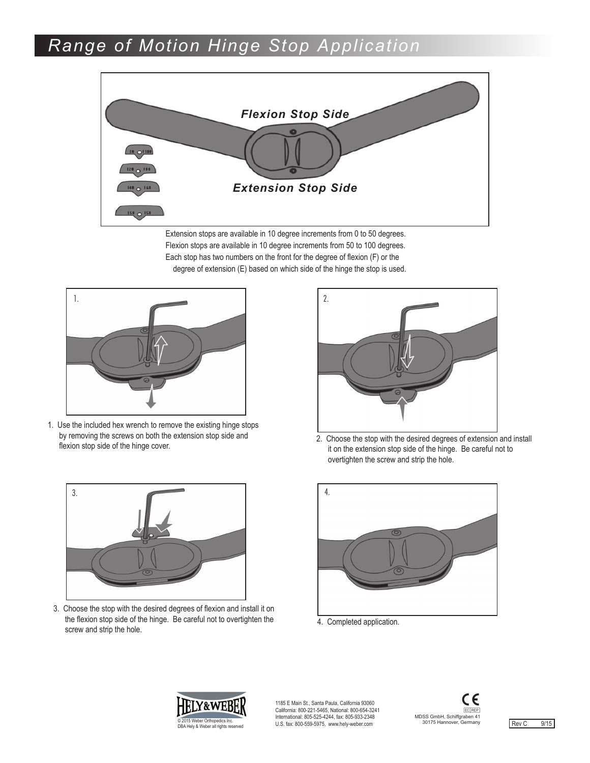# Range of Motion Hinge Stop Application

Flexion Stop Side

E0 F100

E20 F80

E40 F60

E50 F50

Extension Stop Side

Extension stops are available in 10 degree increments from 0 to 50 degrees.
Flexion stops are available in 10 degree increments from 50 to 100 degrees.
Each stop has two numbers on the front for the degree of flexion (F) or the degree of extension (E) based on which side of the hinge the stop is used.

1. Use the included hex wrench to remove the existing hinge stops by removing the screws on both the extension stop side and flexion stop side of the hinge cover.

2. Choose the stop with the desired degrees of extension and install it on the extension stop side of the hinge. Be careful not to overtighten the screw and strip the hole.

3. Choose the stop with the desired degrees of flexion and install it on the flexion stop side of the hinge. Be careful not to overtighten the screw and strip the hole.

4. Completed application.

HELY&WEBER
© 2015 Weber Orthopedics Inc.
DBA Hely & Weber all rights reserved

1185 E Main St., Santa Paula, California 93060
California: 800-221-5465, National: 800-654-3241
International: 805-525-4244, fax: 805-933-2348
U.S. fax: 800-559-5975, www.hely-weber.com

EC REP
MDSS GmbH, Schiffgraben 41
30175 Hannover, Germany

Rev C 9/15